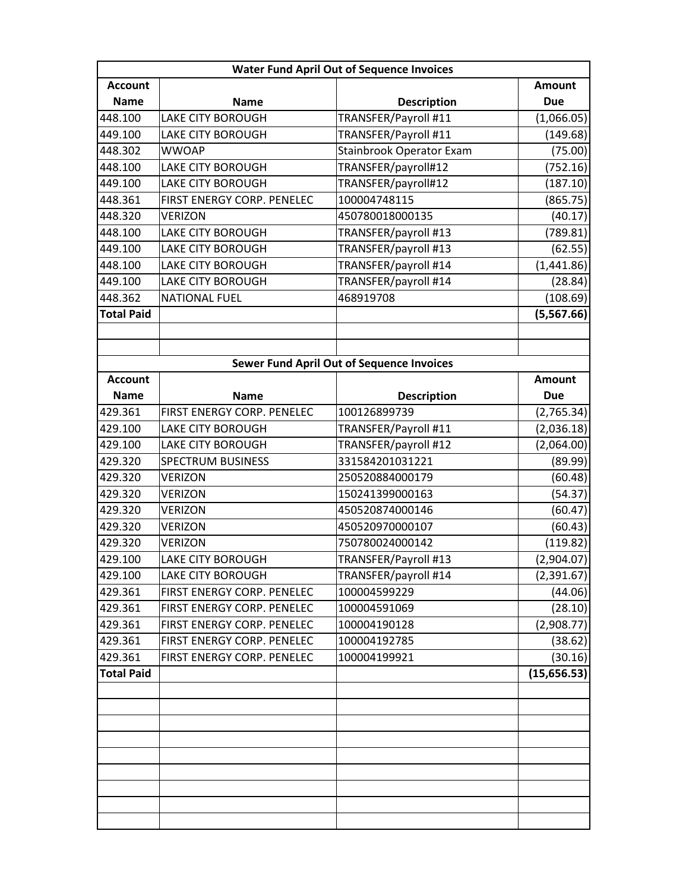| Water Fund April Out of Sequence Invoices | | | |
|---|---|---|---|
| **Account Name** | **Name** | **Description** | **Amount Due** |
| 448.100 | LAKE CITY BOROUGH | TRANSFER/Payroll #11 | (1,066.05) |
| 449.100 | LAKE CITY BOROUGH | TRANSFER/Payroll #11 | (149.68) |
| 448.302 | WWOAP | Stainbrook Operator Exam | (75.00) |
| 448.100 | LAKE CITY BOROUGH | TRANSFER/payroll#12 | (752.16) |
| 449.100 | LAKE CITY BOROUGH | TRANSFER/payroll#12 | (187.10) |
| 448.361 | FIRST ENERGY CORP. PENELEC | 100004748115 | (865.75) |
| 448.320 | VERIZON | 450780018000135 | (40.17) |
| 448.100 | LAKE CITY BOROUGH | TRANSFER/payroll #13 | (789.81) |
| 449.100 | LAKE CITY BOROUGH | TRANSFER/payroll #13 | (62.55) |
| 448.100 | LAKE CITY BOROUGH | TRANSFER/payroll #14 | (1,441.86) |
| 449.100 | LAKE CITY BOROUGH | TRANSFER/payroll #14 | (28.84) |
| 448.362 | NATIONAL FUEL | 468919708 | (108.69) |
| **Total Paid** | | | **(5,567.66)** |

| Sewer Fund April Out of Sequence Invoices | | | |
|---|---|---|---|
| **Account Name** | **Name** | **Description** | **Amount Due** |
| 429.361 | FIRST ENERGY CORP. PENELEC | 100126899739 | (2,765.34) |
| 429.100 | LAKE CITY BOROUGH | TRANSFER/Payroll #11 | (2,036.18) |
| 429.100 | LAKE CITY BOROUGH | TRANSFER/payroll #12 | (2,064.00) |
| 429.320 | SPECTRUM BUSINESS | 331584201031221 | (89.99) |
| 429.320 | VERIZON | 250520884000179 | (60.48) |
| 429.320 | VERIZON | 150241399000163 | (54.37) |
| 429.320 | VERIZON | 450520874000146 | (60.47) |
| 429.320 | VERIZON | 450520970000107 | (60.43) |
| 429.320 | VERIZON | 750780024000142 | (119.82) |
| 429.100 | LAKE CITY BOROUGH | TRANSFER/Payroll #13 | (2,904.07) |
| 429.100 | LAKE CITY BOROUGH | TRANSFER/payroll #14 | (2,391.67) |
| 429.361 | FIRST ENERGY CORP. PENELEC | 100004599229 | (44.06) |
| 429.361 | FIRST ENERGY CORP. PENELEC | 100004591069 | (28.10) |
| 429.361 | FIRST ENERGY CORP. PENELEC | 100004190128 | (2,908.77) |
| 429.361 | FIRST ENERGY CORP. PENELEC | 100004192785 | (38.62) |
| 429.361 | FIRST ENERGY CORP. PENELEC | 100004199921 | (30.16) |
| **Total Paid** | | | **(15,656.53)** |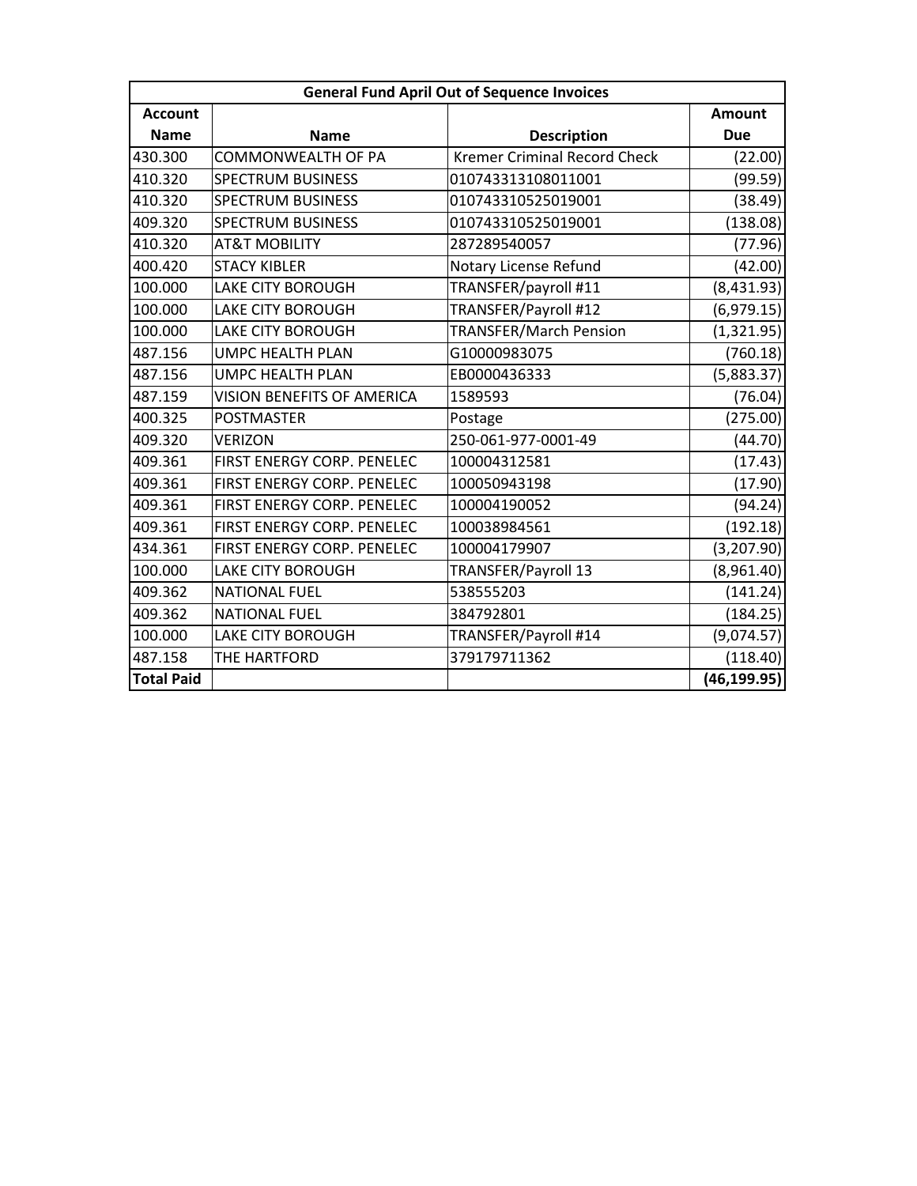| General Fund April Out of Sequence Invoices | | | |
|---|---|---|---|
| **Account Name** | **Name** | **Description** | **Amount Due** |
| 430.300 | COMMONWEALTH OF PA | Kremer Criminal Record Check | (22.00) |
| 410.320 | SPECTRUM BUSINESS | 010743313108011001 | (99.59) |
| 410.320 | SPECTRUM BUSINESS | 010743310525019001 | (38.49) |
| 409.320 | SPECTRUM BUSINESS | 010743310525019001 | (138.08) |
| 410.320 | AT&T MOBILITY | 287289540057 | (77.96) |
| 400.420 | STACY KIBLER | Notary License Refund | (42.00) |
| 100.000 | LAKE CITY BOROUGH | TRANSFER/payroll #11 | (8,431.93) |
| 100.000 | LAKE CITY BOROUGH | TRANSFER/Payroll #12 | (6,979.15) |
| 100.000 | LAKE CITY BOROUGH | TRANSFER/March Pension | (1,321.95) |
| 487.156 | UMPC HEALTH PLAN | G10000983075 | (760.18) |
| 487.156 | UMPC HEALTH PLAN | EB0000436333 | (5,883.37) |
| 487.159 | VISION BENEFITS OF AMERICA | 1589593 | (76.04) |
| 400.325 | POSTMASTER | Postage | (275.00) |
| 409.320 | VERIZON | 250-061-977-0001-49 | (44.70) |
| 409.361 | FIRST ENERGY CORP. PENELEC | 100004312581 | (17.43) |
| 409.361 | FIRST ENERGY CORP. PENELEC | 100050943198 | (17.90) |
| 409.361 | FIRST ENERGY CORP. PENELEC | 100004190052 | (94.24) |
| 409.361 | FIRST ENERGY CORP. PENELEC | 100038984561 | (192.18) |
| 434.361 | FIRST ENERGY CORP. PENELEC | 100004179907 | (3,207.90) |
| 100.000 | LAKE CITY BOROUGH | TRANSFER/Payroll 13 | (8,961.40) |
| 409.362 | NATIONAL FUEL | 538555203 | (141.24) |
| 409.362 | NATIONAL FUEL | 384792801 | (184.25) |
| 100.000 | LAKE CITY BOROUGH | TRANSFER/Payroll #14 | (9,074.57) |
| 487.158 | THE HARTFORD | 379179711362 | (118.40) |
| **Total Paid** | | | **(46,199.95)** |